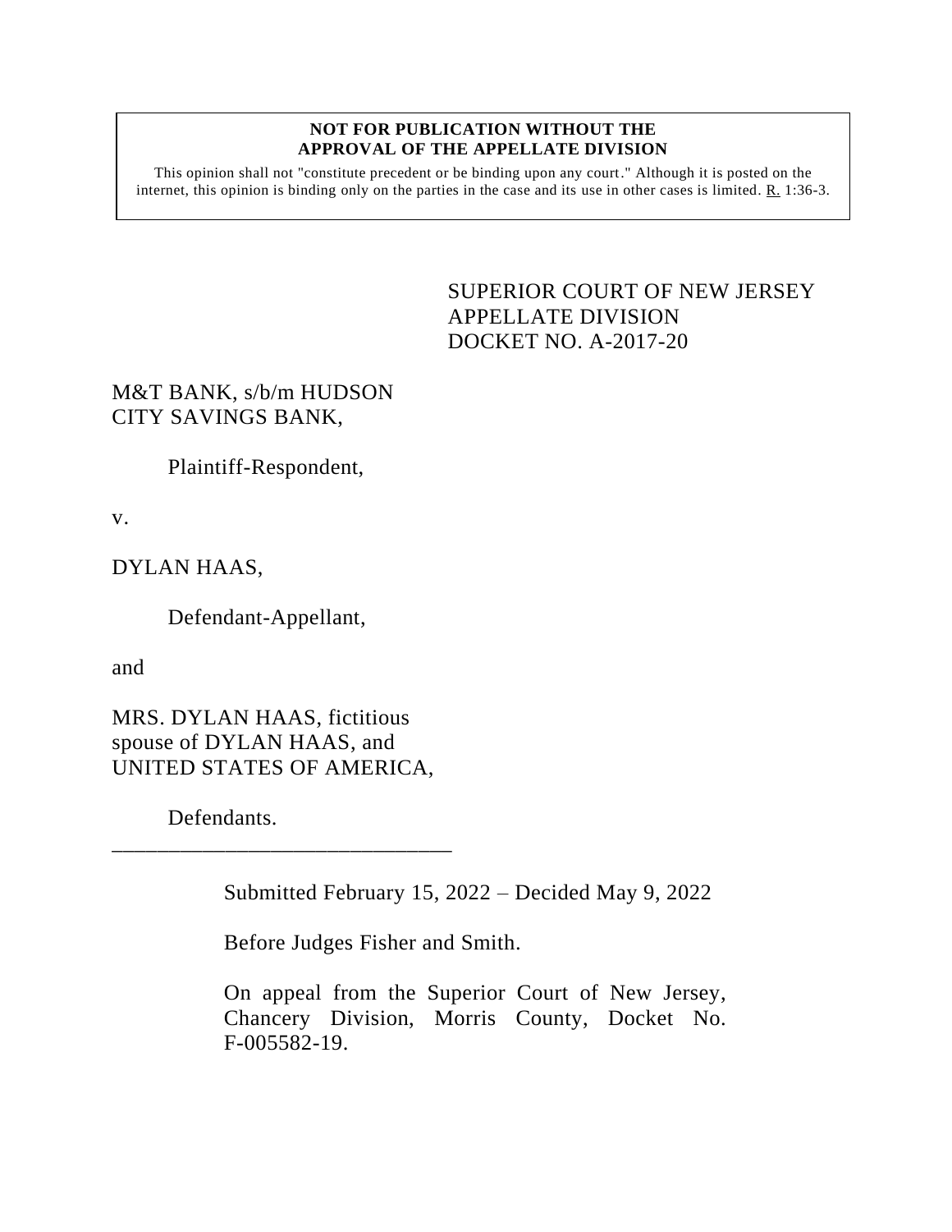**NOT FOR PUBLICATION WITHOUT THE APPROVAL OF THE APPELLATE DIVISION**

This opinion shall not "constitute precedent or be binding upon any court." Although it is posted on the internet, this opinion is binding only on the parties in the case and its use in other cases is limited. R. 1:36-3.

SUPERIOR COURT OF NEW JERSEY
APPELLATE DIVISION
DOCKET NO. A-2017-20

M&T BANK, s/b/m HUDSON CITY SAVINGS BANK,

Plaintiff-Respondent,

v.

DYLAN HAAS,

Defendant-Appellant,

and

MRS. DYLAN HAAS, fictitious spouse of DYLAN HAAS, and UNITED STATES OF AMERICA,

Defendants.

\_\_\_\_\_\_\_\_\_\_\_\_\_\_\_\_\_\_\_\_\_\_\_\_\_\_\_\_\_\_

Submitted February 15, 2022 – Decided May 9, 2022

Before Judges Fisher and Smith.

On appeal from the Superior Court of New Jersey, Chancery Division, Morris County, Docket No. F-005582-19.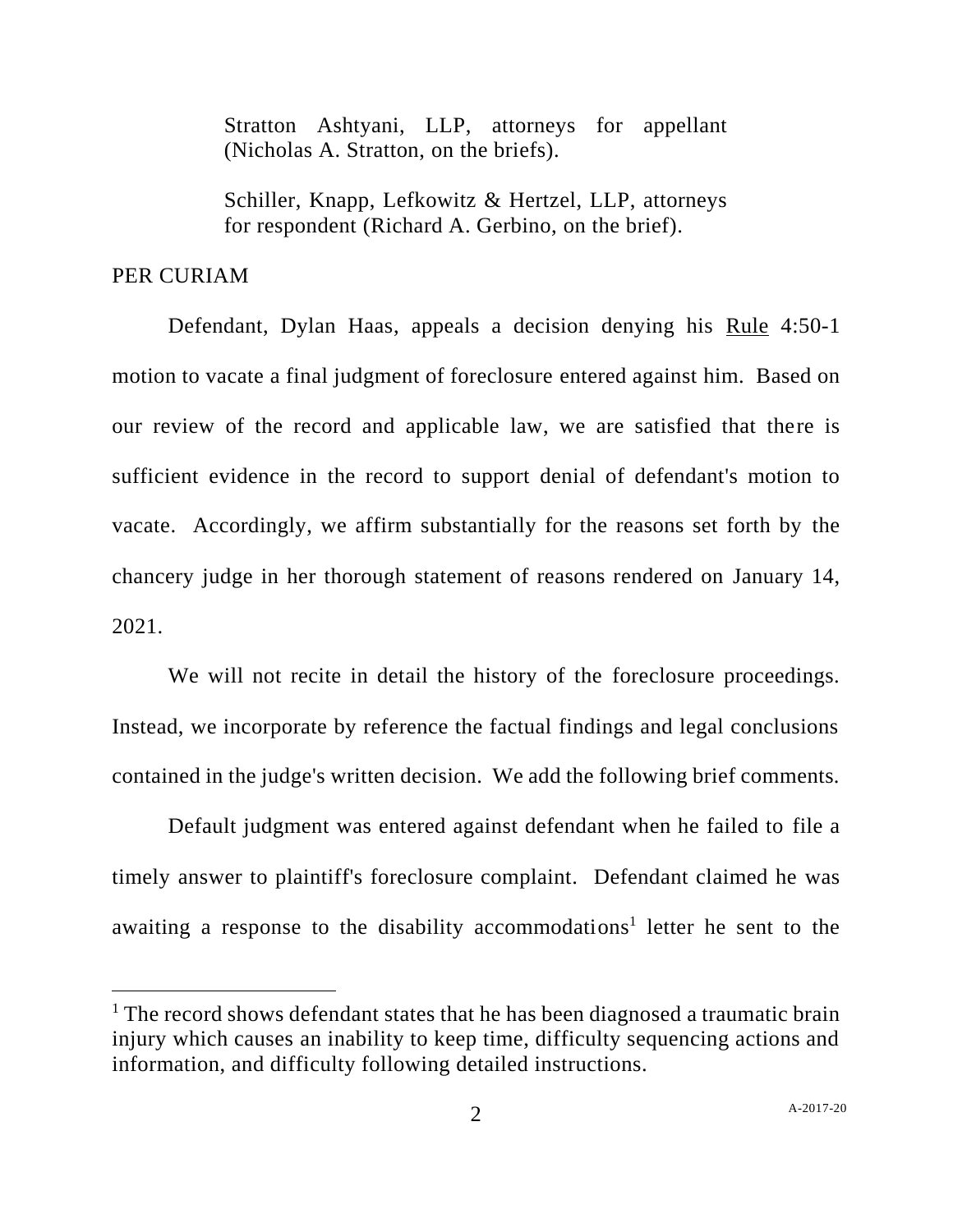Stratton Ashtyani, LLP, attorneys for appellant (Nicholas A. Stratton, on the briefs).

Schiller, Knapp, Lefkowitz & Hertzel, LLP, attorneys for respondent (Richard A. Gerbino, on the brief).

PER CURIAM

Defendant, Dylan Haas, appeals a decision denying his Rule 4:50-1 motion to vacate a final judgment of foreclosure entered against him. Based on our review of the record and applicable law, we are satisfied that there is sufficient evidence in the record to support denial of defendant's motion to vacate. Accordingly, we affirm substantially for the reasons set forth by the chancery judge in her thorough statement of reasons rendered on January 14, 2021.

We will not recite in detail the history of the foreclosure proceedings. Instead, we incorporate by reference the factual findings and legal conclusions contained in the judge's written decision. We add the following brief comments.

Default judgment was entered against defendant when he failed to file a timely answer to plaintiff's foreclosure complaint. Defendant claimed he was awaiting a response to the disability accommodations[1] letter he sent to the

[1] The record shows defendant states that he has been diagnosed a traumatic brain injury which causes an inability to keep time, difficulty sequencing actions and information, and difficulty following detailed instructions.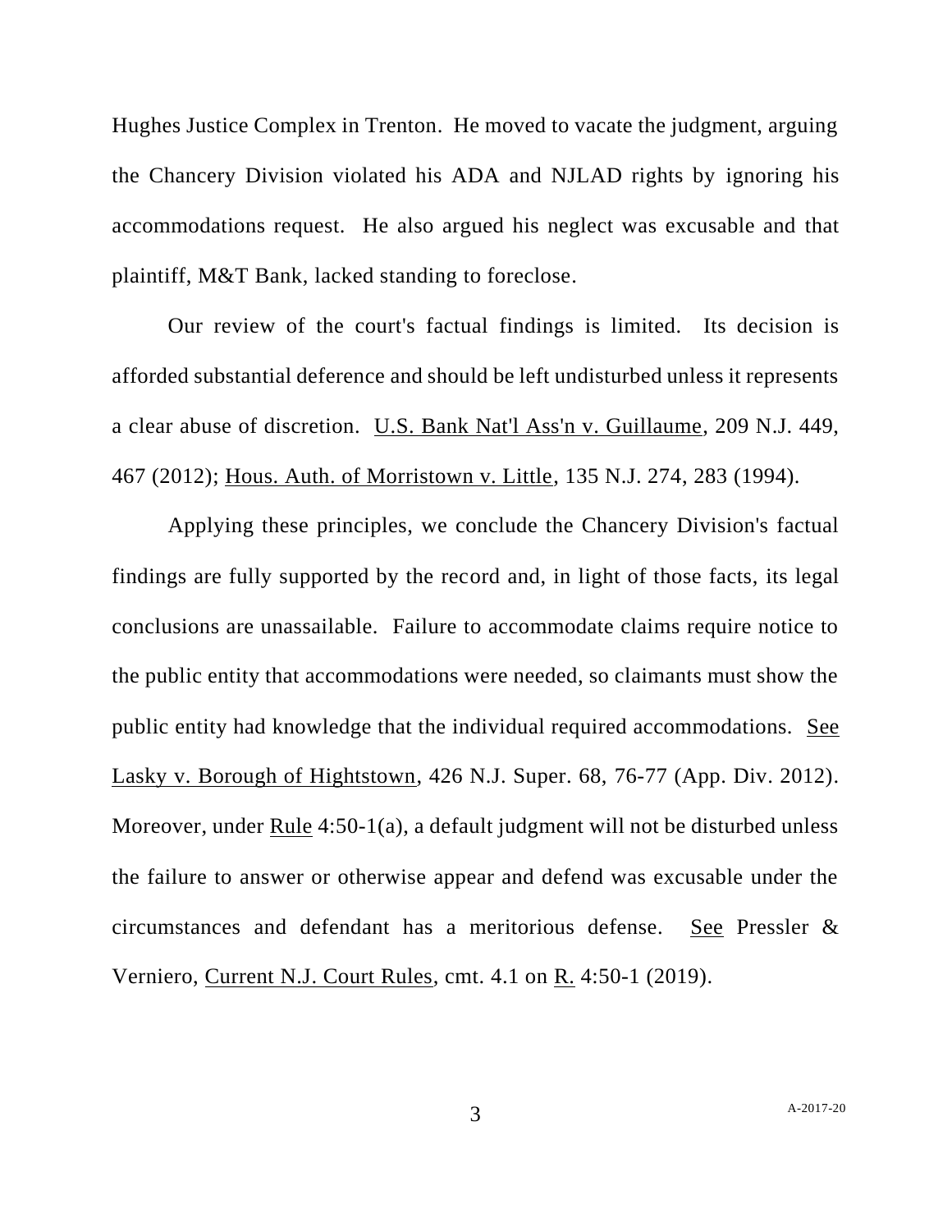Hughes Justice Complex in Trenton. He moved to vacate the judgment, arguing the Chancery Division violated his ADA and NJLAD rights by ignoring his accommodations request. He also argued his neglect was excusable and that plaintiff, M&T Bank, lacked standing to foreclose.

Our review of the court's factual findings is limited. Its decision is afforded substantial deference and should be left undisturbed unless it represents a clear abuse of discretion. U.S. Bank Nat'l Ass'n v. Guillaume, 209 N.J. 449, 467 (2012); Hous. Auth. of Morristown v. Little, 135 N.J. 274, 283 (1994).

Applying these principles, we conclude the Chancery Division's factual findings are fully supported by the record and, in light of those facts, its legal conclusions are unassailable. Failure to accommodate claims require notice to the public entity that accommodations were needed, so claimants must show the public entity had knowledge that the individual required accommodations. See Lasky v. Borough of Hightstown, 426 N.J. Super. 68, 76-77 (App. Div. 2012). Moreover, under Rule 4:50-1(a), a default judgment will not be disturbed unless the failure to answer or otherwise appear and defend was excusable under the circumstances and defendant has a meritorious defense. See Pressler & Verniero, Current N.J. Court Rules, cmt. 4.1 on R. 4:50-1 (2019).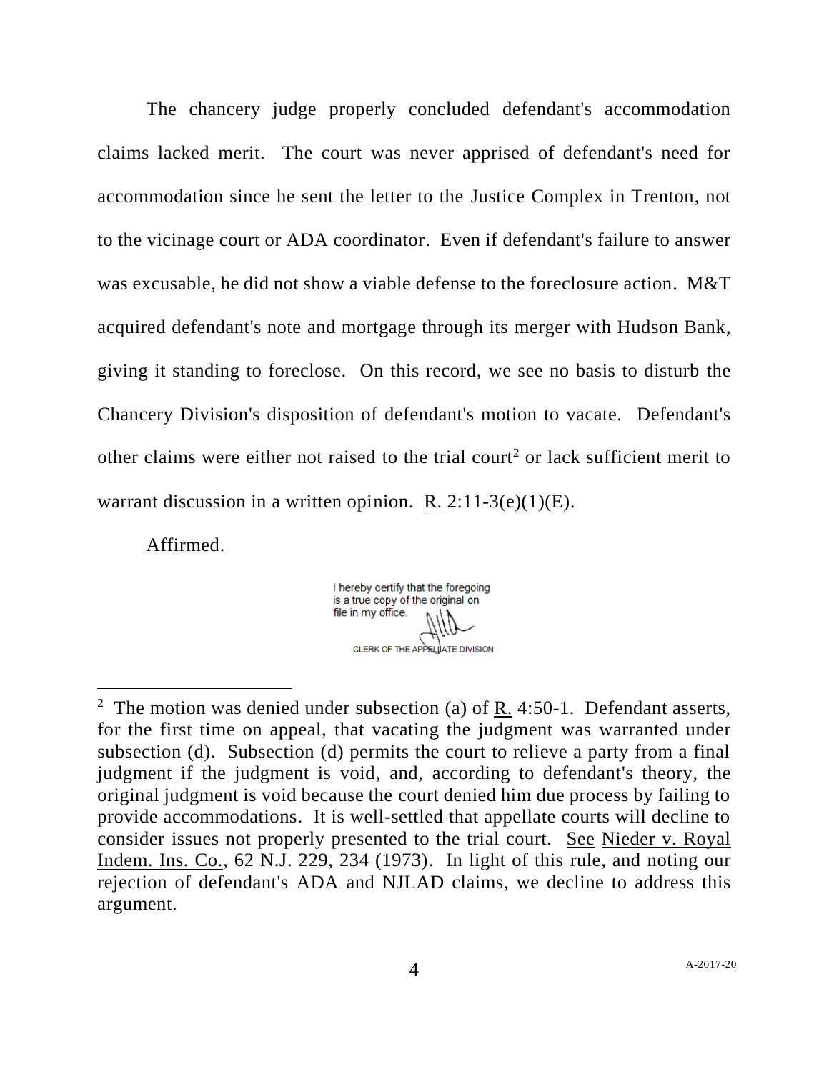The chancery judge properly concluded defendant's accommodation claims lacked merit. The court was never apprised of defendant's need for accommodation since he sent the letter to the Justice Complex in Trenton, not to the vicinage court or ADA coordinator. Even if defendant's failure to answer was excusable, he did not show a viable defense to the foreclosure action. M&T acquired defendant's note and mortgage through its merger with Hudson Bank, giving it standing to foreclose. On this record, we see no basis to disturb the Chancery Division's disposition of defendant's motion to vacate. Defendant's other claims were either not raised to the trial court[2] or lack sufficient merit to warrant discussion in a written opinion. R. 2:11-3(e)(1)(E).

Affirmed.

I hereby certify that the foregoing is a true copy of the original on file in my office.

CLERK OF THE APPELLATE DIVISION

---

[2] The motion was denied under subsection (a) of R. 4:50-1. Defendant asserts, for the first time on appeal, that vacating the judgment was warranted under subsection (d). Subsection (d) permits the court to relieve a party from a final judgment if the judgment is void, and, according to defendant's theory, the original judgment is void because the court denied him due process by failing to provide accommodations. It is well-settled that appellate courts will decline to consider issues not properly presented to the trial court. See Nieder v. Royal Indem. Ins. Co., 62 N.J. 229, 234 (1973). In light of this rule, and noting our rejection of defendant's ADA and NJLAD claims, we decline to address this argument.